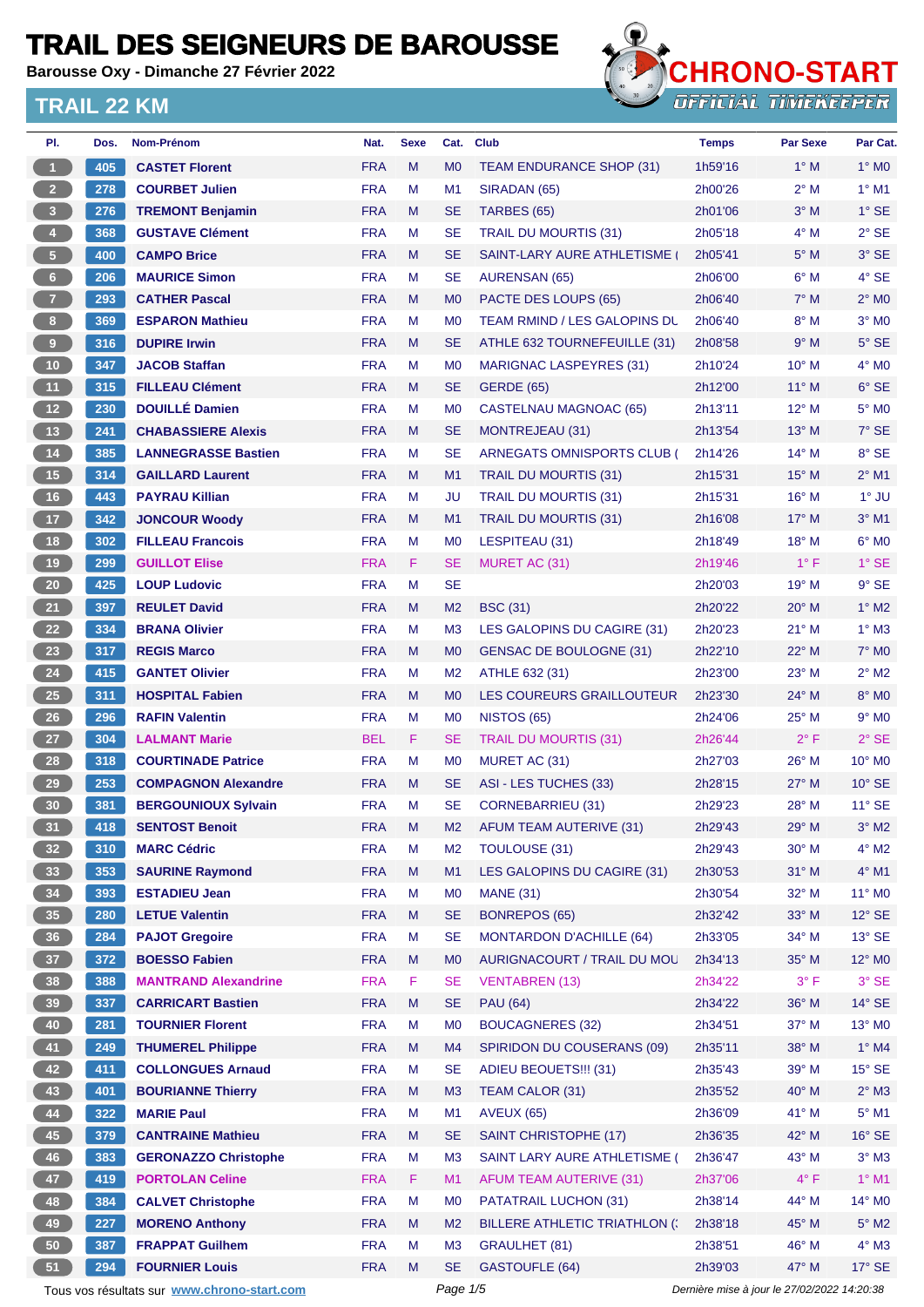# TRAIL DES SEIGNEURS DE BAROUSSE

**Barousse Oxy - Dimanche 27 Février 2022**

## TRAIL 22 KM

CHRONO-START
OFFICIAL TIMEKEEPER

| Pl. | Dos. | Nom-Prénom | Nat. | Sexe | Cat. | Club | Temps | Par Sexe | Par Cat. |
|---|---|---|---|---|---|---|---|---|---|
| 1 | 405 | CASTET Florent | FRA | M | M0 | TEAM ENDURANCE SHOP (31) | 1h59'16 | 1° M | 1° M0 |
| 2 | 278 | COURBET Julien | FRA | M | M1 | SIRADAN (65) | 2h00'26 | 2° M | 1° M1 |
| 3 | 276 | TREMONT Benjamin | FRA | M | SE | TARBES (65) | 2h01'06 | 3° M | 1° SE |
| 4 | 368 | GUSTAVE Clément | FRA | M | SE | TRAIL DU MOURTIS (31) | 2h05'18 | 4° M | 2° SE |
| 5 | 400 | CAMPO Brice | FRA | M | SE | SAINT-LARY AURE ATHLETISME ( | 2h05'41 | 5° M | 3° SE |
| 6 | 206 | MAURICE Simon | FRA | M | SE | AURENSAN (65) | 2h06'00 | 6° M | 4° SE |
| 7 | 293 | CATHER Pascal | FRA | M | M0 | PACTE DES LOUPS (65) | 2h06'40 | 7° M | 2° M0 |
| 8 | 369 | ESPARON Mathieu | FRA | M | M0 | TEAM RMIND / LES GALOPINS DU | 2h06'40 | 8° M | 3° M0 |
| 9 | 316 | DUPIRE Irwin | FRA | M | SE | ATHLE 632 TOURNEFEUILLE (31) | 2h08'58 | 9° M | 5° SE |
| 10 | 347 | JACOB Staffan | FRA | M | M0 | MARIGNAC LASPEYRES (31) | 2h10'24 | 10° M | 4° M0 |
| 11 | 315 | FILLEAU Clément | FRA | M | SE | GERDE (65) | 2h12'00 | 11° M | 6° SE |
| 12 | 230 | DOUILLÉ Damien | FRA | M | M0 | CASTELNAU MAGNOAC (65) | 2h13'11 | 12° M | 5° M0 |
| 13 | 241 | CHABASSIERE Alexis | FRA | M | SE | MONTREJEAU (31) | 2h13'54 | 13° M | 7° SE |
| 14 | 385 | LANNEGRASSE Bastien | FRA | M | SE | ARNEGATS OMNISPORTS CLUB ( | 2h14'26 | 14° M | 8° SE |
| 15 | 314 | GAILLARD Laurent | FRA | M | M1 | TRAIL DU MOURTIS (31) | 2h15'31 | 15° M | 2° M1 |
| 16 | 443 | PAYRAU Killian | FRA | M | JU | TRAIL DU MOURTIS (31) | 2h15'31 | 16° M | 1° JU |
| 17 | 342 | JONCOUR Woody | FRA | M | M1 | TRAIL DU MOURTIS (31) | 2h16'08 | 17° M | 3° M1 |
| 18 | 302 | FILLEAU Francois | FRA | M | M0 | LESPITEAU (31) | 2h18'49 | 18° M | 6° M0 |
| 19 | 299 | GUILLOT Elise | FRA | F | SE | MURET AC (31) | 2h19'46 | 1° F | 1° SE |
| 20 | 425 | LOUP Ludovic | FRA | M | SE | | 2h20'03 | 19° M | 9° SE |
| 21 | 397 | REULET David | FRA | M | M2 | BSC (31) | 2h20'22 | 20° M | 1° M2 |
| 22 | 334 | BRANA Olivier | FRA | M | M3 | LES GALOPINS DU CAGIRE (31) | 2h20'23 | 21° M | 1° M3 |
| 23 | 317 | REGIS Marco | FRA | M | M0 | GENSAC DE BOULOGNE (31) | 2h22'10 | 22° M | 7° M0 |
| 24 | 415 | GANTET Olivier | FRA | M | M2 | ATHLE 632 (31) | 2h23'00 | 23° M | 2° M2 |
| 25 | 311 | HOSPITAL Fabien | FRA | M | M0 | LES COUREURS GRAILLOUTEUR | 2h23'30 | 24° M | 8° M0 |
| 26 | 296 | RAFIN Valentin | FRA | M | M0 | NISTOS (65) | 2h24'06 | 25° M | 9° M0 |
| 27 | 304 | LALMANT Marie | BEL | F | SE | TRAIL DU MOURTIS (31) | 2h26'44 | 2° F | 2° SE |
| 28 | 318 | COURTINADE Patrice | FRA | M | M0 | MURET AC (31) | 2h27'03 | 26° M | 10° M0 |
| 29 | 253 | COMPAGNON Alexandre | FRA | M | SE | ASI - LES TUCHES (33) | 2h28'15 | 27° M | 10° SE |
| 30 | 381 | BERGOUNIOUX Sylvain | FRA | M | SE | CORNEBARRIEU (31) | 2h29'23 | 28° M | 11° SE |
| 31 | 418 | SENTOST Benoit | FRA | M | M2 | AFUM TEAM AUTERIVE (31) | 2h29'43 | 29° M | 3° M2 |
| 32 | 310 | MARC Cédric | FRA | M | M2 | TOULOUSE (31) | 2h29'43 | 30° M | 4° M2 |
| 33 | 353 | SAURINE Raymond | FRA | M | M1 | LES GALOPINS DU CAGIRE (31) | 2h30'53 | 31° M | 4° M1 |
| 34 | 393 | ESTADIEU Jean | FRA | M | M0 | MANE (31) | 2h30'54 | 32° M | 11° M0 |
| 35 | 280 | LETUE Valentin | FRA | M | SE | BONREPOS (65) | 2h32'42 | 33° M | 12° SE |
| 36 | 284 | PAJOT Gregoire | FRA | M | SE | MONTARDON D'ACHILLE (64) | 2h33'05 | 34° M | 13° SE |
| 37 | 372 | BOESSO Fabien | FRA | M | M0 | AURIGNACOURT / TRAIL DU MOU | 2h34'13 | 35° M | 12° M0 |
| 38 | 388 | MANTRAND Alexandrine | FRA | F | SE | VENTABREN (13) | 2h34'22 | 3° F | 3° SE |
| 39 | 337 | CARRICART Bastien | FRA | M | SE | PAU (64) | 2h34'22 | 36° M | 14° SE |
| 40 | 281 | TOURNIER Florent | FRA | M | M0 | BOUCAGNERES (32) | 2h34'51 | 37° M | 13° M0 |
| 41 | 249 | THUMEREL Philippe | FRA | M | M4 | SPIRIDON DU COUSERANS (09) | 2h35'11 | 38° M | 1° M4 |
| 42 | 411 | COLLONGUES Arnaud | FRA | M | SE | ADIEU BEOUETS!!! (31) | 2h35'43 | 39° M | 15° SE |
| 43 | 401 | BOURIANNE Thierry | FRA | M | M3 | TEAM CALOR (31) | 2h35'52 | 40° M | 2° M3 |
| 44 | 322 | MARIE Paul | FRA | M | M1 | AVEUX (65) | 2h36'09 | 41° M | 5° M1 |
| 45 | 379 | CANTRAINE Mathieu | FRA | M | SE | SAINT CHRISTOPHE (17) | 2h36'35 | 42° M | 16° SE |
| 46 | 383 | GERONAZZO Christophe | FRA | M | M3 | SAINT LARY AURE ATHLETISME ( | 2h36'47 | 43° M | 3° M3 |
| 47 | 419 | PORTOLAN Celine | FRA | F | M1 | AFUM TEAM AUTERIVE (31) | 2h37'06 | 4° F | 1° M1 |
| 48 | 384 | CALVET Christophe | FRA | M | M0 | PATATRAIL LUCHON (31) | 2h38'14 | 44° M | 14° M0 |
| 49 | 227 | MORENO Anthony | FRA | M | M2 | BILLERE ATHLETIC TRIATHLON (: | 2h38'18 | 45° M | 5° M2 |
| 50 | 387 | FRAPPAT Guilhem | FRA | M | M3 | GRAULHET (81) | 2h38'51 | 46° M | 4° M3 |
| 51 | 294 | FOURNIER Louis | FRA | M | SE | GASTOUFLE (64) | 2h39'03 | 47° M | 17° SE |

Tous vos résultats sur www.chrono-start.com — Dernière mise à jour le 27/02/2022 14:20:38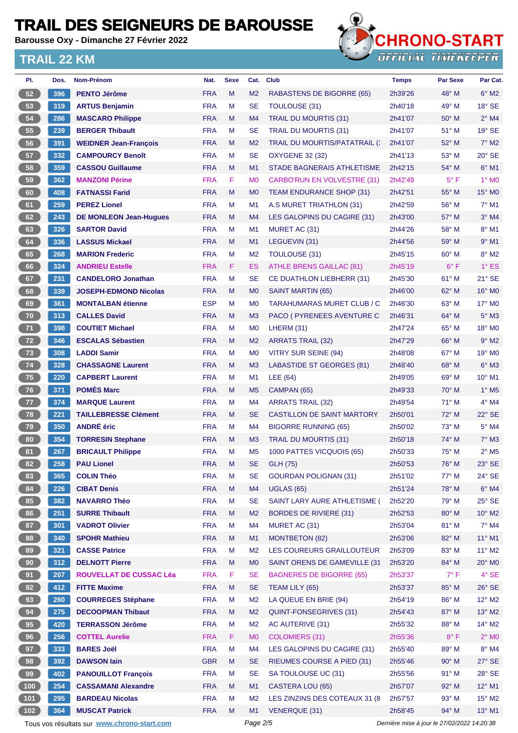# TRAIL DES SEIGNEURS DE BAROUSSE

**Barousse Oxy - Dimanche 27 Février 2022**

## TRAIL 22 KM

CHRONO-START
OFFICIAL TIMEKEEPER

| Pl. | Dos. | Nom-Prénom | Nat. | Sexe | Cat. | Club | Temps | Par Sexe | Par Cat. |
|---|---|---|---|---|---|---|---|---|---|
| 52 | 396 | **PENTO Jérôme** | FRA | M | M2 | RABASTENS DE BIGORRE (65) | 2h39'26 | 48° M | 6° M2 |
| 53 | 319 | **ARTUS Benjamin** | FRA | M | SE | TOULOUSE (31) | 2h40'18 | 49° M | 18° SE |
| 54 | 286 | **MASCARO Philippe** | FRA | M | M4 | TRAIL DU MOURTIS (31) | 2h41'07 | 50° M | 2° M4 |
| 55 | 239 | **BERGER Thibault** | FRA | M | SE | TRAIL DU MOURTIS (31) | 2h41'07 | 51° M | 19° SE |
| 56 | 391 | **WEIDNER Jean-François** | FRA | M | M2 | TRAIL DU MOURTIS/PATATRAIL (: | 2h41'07 | 52° M | 7° M2 |
| 57 | 332 | **CAMPOURCY Benoît** | FRA | M | SE | OXYGENE 32 (32) | 2h41'13 | 53° M | 20° SE |
| 58 | 359 | **CASSOU Guillaume** | FRA | M | M1 | STADE BAGNERAIS ATHLETISME | 2h42'15 | 54° M | 6° M1 |
| 59 | 362 | **MANZONI Périne** | FRA | F | M0 | CARBO'RUN EN VOLVESTRE (31) | 2h42'49 | 5° F | 1° M0 |
| 60 | 408 | **FATNASSI Farid** | FRA | M | M0 | TEAM ENDURANCE SHOP (31) | 2h42'51 | 55° M | 15° M0 |
| 61 | 259 | **PEREZ Lionel** | FRA | M | M1 | A.S MURET TRIATHLON (31) | 2h42'59 | 56° M | 7° M1 |
| 62 | 243 | **DE MONLEON Jean-Hugues** | FRA | M | M4 | LES GALOPINS DU CAGIRE (31) | 2h43'00 | 57° M | 3° M4 |
| 63 | 326 | **SARTOR David** | FRA | M | M1 | MURET AC (31) | 2h44'26 | 58° M | 8° M1 |
| 64 | 336 | **LASSUS Mickael** | FRA | M | M1 | LEGUEVIN (31) | 2h44'56 | 59° M | 9° M1 |
| 65 | 268 | **MARION Frederic** | FRA | M | M2 | TOULOUSE (31) | 2h45'15 | 60° M | 8° M2 |
| 66 | 324 | **ANDRIEU Estelle** | FRA | F | ES | ATHLE BRENS GAILLAC (81) | 2h45'19 | 6° F | 1° ES |
| 67 | 231 | **CANDELORO Jonathan** | FRA | M | SE | CE DUATHLON LIEBHERR (31) | 2h45'30 | 61° M | 21° SE |
| 68 | 339 | **JOSEPH-EDMOND Nicolas** | FRA | M | M0 | SAINT MARTIN (65) | 2h46'00 | 62° M | 16° M0 |
| 69 | 361 | **MONTALBAN étienne** | ESP | M | M0 | TARAHUMARAS MURET CLUB / C | 2h46'30 | 63° M | 17° M0 |
| 70 | 313 | **CALLES David** | FRA | M | M3 | PACO ( PYRENEES AVENTURE C | 2h46'31 | 64° M | 5° M3 |
| 71 | 398 | **COUTIET Michael** | FRA | M | M0 | LHERM (31) | 2h47'24 | 65° M | 18° M0 |
| 72 | 346 | **ESCALAS Sébastien** | FRA | M | M2 | ARRATS TRAIL (32) | 2h47'29 | 66° M | 9° M2 |
| 73 | 308 | **LADDI Samir** | FRA | M | M0 | VITRY SUR SEINE (94) | 2h48'08 | 67° M | 19° M0 |
| 74 | 328 | **CHASSAGNE Laurent** | FRA | M | M3 | LABASTIDE ST GEORGES (81) | 2h48'40 | 68° M | 6° M3 |
| 75 | 220 | **CAPBERT Laurent** | FRA | M | M1 | LEE (64) | 2h49'05 | 69° M | 10° M1 |
| 76 | 371 | **POMÈS Marc** | FRA | M | M5 | CAMPAN (65) | 2h49'33 | 70° M | 1° M5 |
| 77 | 374 | **MARQUE Laurent** | FRA | M | M4 | ARRATS TRAIL (32) | 2h49'54 | 71° M | 4° M4 |
| 78 | 221 | **TAILLEBRESSE Clément** | FRA | M | SE | CASTILLON DE SAINT MARTORY | 2h50'01 | 72° M | 22° SE |
| 79 | 350 | **ANDRÉ éric** | FRA | M | M4 | BIGORRE RUNNING (65) | 2h50'02 | 73° M | 5° M4 |
| 80 | 354 | **TORRESIN Stephane** | FRA | M | M3 | TRAIL DU MOURTIS (31) | 2h50'18 | 74° M | 7° M3 |
| 81 | 267 | **BRICAULT Philippe** | FRA | M | M5 | 1000 PATTES VICQUOIS (65) | 2h50'33 | 75° M | 2° M5 |
| 82 | 258 | **PAU Lionel** | FRA | M | SE | GLH (75) | 2h50'53 | 76° M | 23° SE |
| 83 | 365 | **COLIN Théo** | FRA | M | SE | GOURDAN POLIGNAN (31) | 2h51'02 | 77° M | 24° SE |
| 84 | 226 | **CIBAT Denis** | FRA | M | M4 | UGLAS (65) | 2h51'24 | 78° M | 6° M4 |
| 85 | 382 | **NAVARRO Théo** | FRA | M | SE | SAINT LARY AURE ATHLETISME ( | 2h52'20 | 79° M | 25° SE |
| 86 | 251 | **SURRE Thibault** | FRA | M | M2 | BORDES DE RIVIERE (31) | 2h52'53 | 80° M | 10° M2 |
| 87 | 301 | **VADROT Olivier** | FRA | M | M4 | MURET AC (31) | 2h53'04 | 81° M | 7° M4 |
| 88 | 340 | **SPOHR Mathieu** | FRA | M | M1 | MONTBETON (82) | 2h53'06 | 82° M | 11° M1 |
| 89 | 321 | **CASSE Patrice** | FRA | M | M2 | LES COUREURS GRAILLOUTEUR | 2h53'09 | 83° M | 11° M2 |
| 90 | 312 | **DELNOTT Pierre** | FRA | M | M0 | SAINT ORENS DE GAMEVILLE (31 | 2h53'20 | 84° M | 20° M0 |
| 91 | 207 | **ROUVELLAT DE CUSSAC Léa** | FRA | F | SE | BAGNERES DE BIGORRE (65) | 2h53'37 | 7° F | 4° SE |
| 92 | 412 | **FITTE Maxime** | FRA | M | SE | TEAM LILY (65) | 2h53'37 | 85° M | 26° SE |
| 93 | 260 | **COURREGES Stéphane** | FRA | M | M2 | LA QUEUE EN BRIE (94) | 2h54'19 | 86° M | 12° M2 |
| 94 | 275 | **DECOOPMAN Thibaut** | FRA | M | M2 | QUINT-FONSEGRIVES (31) | 2h54'43 | 87° M | 13° M2 |
| 95 | 420 | **TERRASSON Jérôme** | FRA | M | M2 | AC AUTERIVE (31) | 2h55'32 | 88° M | 14° M2 |
| 96 | 256 | **COTTEL Aurelie** | FRA | F | M0 | COLOMIERS (31) | 2h55'36 | 8° F | 2° M0 |
| 97 | 333 | **BARES Joël** | FRA | M | M4 | LES GALOPINS DU CAGIRE (31) | 2h55'40 | 89° M | 8° M4 |
| 98 | 392 | **DAWSON Iain** | GBR | M | SE | RIEUMES COURSE A PIED (31) | 2h55'46 | 90° M | 27° SE |
| 99 | 402 | **PANOUILLOT François** | FRA | M | SE | SA TOULOUSE UC (31) | 2h55'56 | 91° M | 28° SE |
| 100 | 254 | **CASSAMANI Alexandre** | FRA | M | M1 | CASTERA LOU (65) | 2h57'07 | 92° M | 12° M1 |
| 101 | 295 | **BARDEAU Nicolas** | FRA | M | M2 | LES ZINZINS DES COTEAUX 31 (8 | 2h57'57 | 93° M | 15° M2 |
| 102 | 364 | **MUSCAT Patrick** | FRA | M | M1 | VENERQUE (31) | 2h58'45 | 94° M | 13° M1 |

Tous vos résultats sur www.chrono-start.com

*Dernière mise à jour le 27/02/2022 14:20:38*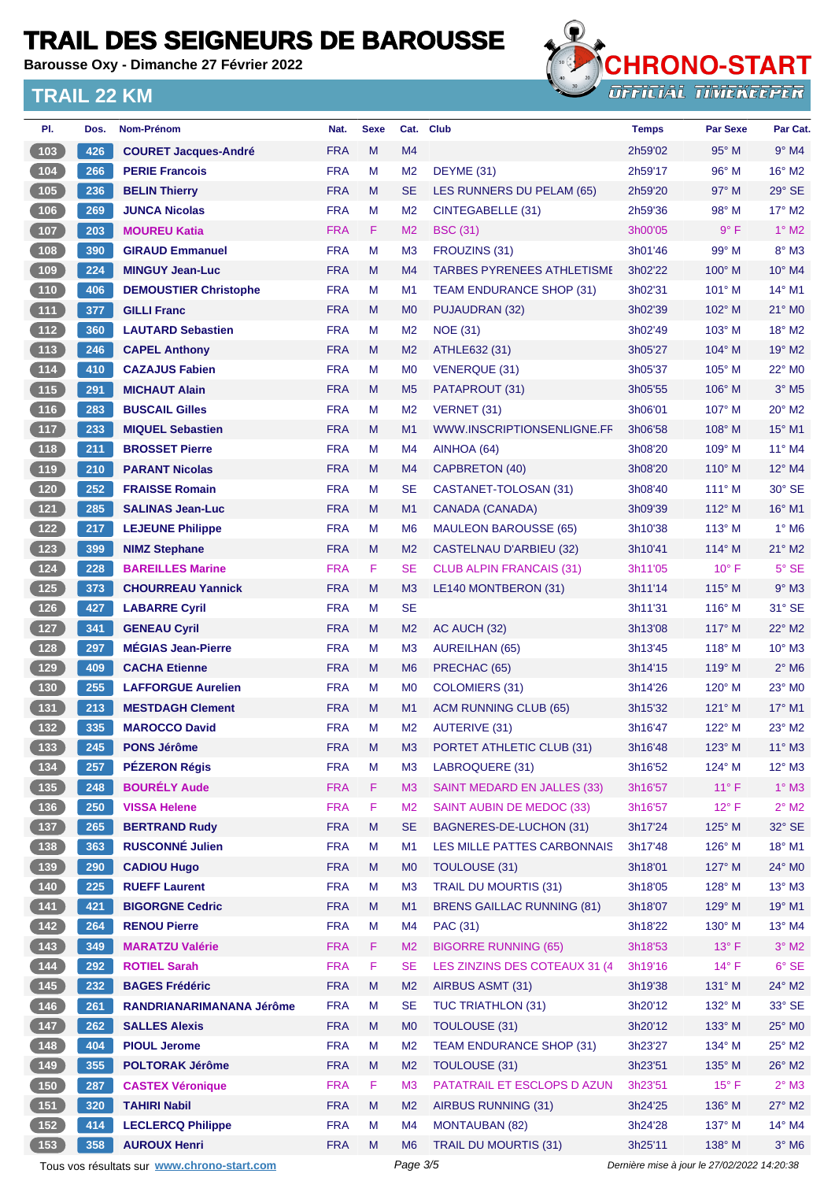# TRAIL DES SEIGNEURS DE BAROUSSE

**Barousse Oxy - Dimanche 27 Février 2022**

## TRAIL 22 KM

CHRONO-START
OFFICIAL TIMEKEEPER

| Pl. | Dos. | Nom-Prénom | Nat. | Sexe | Cat. | Club | Temps | Par Sexe | Par Cat. |
|---|---|---|---|---|---|---|---|---|---|
| 103 | 426 | COURET Jacques-André | FRA | M | M4 | | 2h59'02 | 95° M | 9° M4 |
| 104 | 266 | PERIE Francois | FRA | M | M2 | DEYME (31) | 2h59'17 | 96° M | 16° M2 |
| 105 | 236 | BELIN Thierry | FRA | M | SE | LES RUNNERS DU PELAM (65) | 2h59'20 | 97° M | 29° SE |
| 106 | 269 | JUNCA Nicolas | FRA | M | M2 | CINTEGABELLE (31) | 2h59'36 | 98° M | 17° M2 |
| 107 | 203 | MOUREU Katia | FRA | F | M2 | BSC (31) | 3h00'05 | 9° F | 1° M2 |
| 108 | 390 | GIRAUD Emmanuel | FRA | M | M3 | FROUZINS (31) | 3h01'46 | 99° M | 8° M3 |
| 109 | 224 | MINGUY Jean-Luc | FRA | M | M4 | TARBES PYRENEES ATHLETISME | 3h02'22 | 100° M | 10° M4 |
| 110 | 406 | DEMOUSTIER Christophe | FRA | M | M1 | TEAM ENDURANCE SHOP (31) | 3h02'31 | 101° M | 14° M1 |
| 111 | 377 | GILLI Franc | FRA | M | M0 | PUJAUDRAN (32) | 3h02'39 | 102° M | 21° M0 |
| 112 | 360 | LAUTARD Sebastien | FRA | M | M2 | NOE (31) | 3h02'49 | 103° M | 18° M2 |
| 113 | 246 | CAPEL Anthony | FRA | M | M2 | ATHLE632 (31) | 3h05'27 | 104° M | 19° M2 |
| 114 | 410 | CAZAJUS Fabien | FRA | M | M0 | VENERQUE (31) | 3h05'37 | 105° M | 22° M0 |
| 115 | 291 | MICHAUT Alain | FRA | M | M5 | PATAPROUT (31) | 3h05'55 | 106° M | 3° M5 |
| 116 | 283 | BUSCAIL Gilles | FRA | M | M2 | VERNET (31) | 3h06'01 | 107° M | 20° M2 |
| 117 | 233 | MIQUEL Sebastien | FRA | M | M1 | WWW.INSCRIPTIONSENLIGNE.FR | 3h06'58 | 108° M | 15° M1 |
| 118 | 211 | BROSSET Pierre | FRA | M | M4 | AINHOA (64) | 3h08'20 | 109° M | 11° M4 |
| 119 | 210 | PARANT Nicolas | FRA | M | M4 | CAPBRETON (40) | 3h08'20 | 110° M | 12° M4 |
| 120 | 252 | FRAISSE Romain | FRA | M | SE | CASTANET-TOLOSAN (31) | 3h08'40 | 111° M | 30° SE |
| 121 | 285 | SALINAS Jean-Luc | FRA | M | M1 | CANADA (CANADA) | 3h09'39 | 112° M | 16° M1 |
| 122 | 217 | LEJEUNE Philippe | FRA | M | M6 | MAULEON BAROUSSE (65) | 3h10'38 | 113° M | 1° M6 |
| 123 | 399 | NIMZ Stephane | FRA | M | M2 | CASTELNAU D'ARBIEU (32) | 3h10'41 | 114° M | 21° M2 |
| 124 | 228 | BAREILLES Marine | FRA | F | SE | CLUB ALPIN FRANCAIS (31) | 3h11'05 | 10° F | 5° SE |
| 125 | 373 | CHOURREAU Yannick | FRA | M | M3 | LE140 MONTBERON (31) | 3h11'14 | 115° M | 9° M3 |
| 126 | 427 | LABARRE Cyril | FRA | M | SE | | 3h11'31 | 116° M | 31° SE |
| 127 | 341 | GENEAU Cyril | FRA | M | M2 | AC AUCH (32) | 3h13'08 | 117° M | 22° M2 |
| 128 | 297 | MÉGIAS Jean-Pierre | FRA | M | M3 | AUREILHAN (65) | 3h13'45 | 118° M | 10° M3 |
| 129 | 409 | CACHA Etienne | FRA | M | M6 | PRECHAC (65) | 3h14'15 | 119° M | 2° M6 |
| 130 | 255 | LAFFORGUE Aurelien | FRA | M | M0 | COLOMIERS (31) | 3h14'26 | 120° M | 23° M0 |
| 131 | 213 | MESTDAGH Clement | FRA | M | M1 | ACM RUNNING CLUB (65) | 3h15'32 | 121° M | 17° M1 |
| 132 | 335 | MAROCCO David | FRA | M | M2 | AUTERIVE (31) | 3h16'47 | 122° M | 23° M2 |
| 133 | 245 | PONS Jérôme | FRA | M | M3 | PORTET ATHLETIC CLUB (31) | 3h16'48 | 123° M | 11° M3 |
| 134 | 257 | PÉZERON Régis | FRA | M | M3 | LABROQUERE (31) | 3h16'52 | 124° M | 12° M3 |
| 135 | 248 | BOURÉLY Aude | FRA | F | M3 | SAINT MEDARD EN JALLES (33) | 3h16'57 | 11° F | 1° M3 |
| 136 | 250 | VISSA Helene | FRA | F | M2 | SAINT AUBIN DE MEDOC (33) | 3h16'57 | 12° F | 2° M2 |
| 137 | 265 | BERTRAND Rudy | FRA | M | SE | BAGNERES-DE-LUCHON (31) | 3h17'24 | 125° M | 32° SE |
| 138 | 363 | RUSCONNÉ Julien | FRA | M | M1 | LES MILLE PATTES CARBONNAIS | 3h17'48 | 126° M | 18° M1 |
| 139 | 290 | CADIOU Hugo | FRA | M | M0 | TOULOUSE (31) | 3h18'01 | 127° M | 24° M0 |
| 140 | 225 | RUEFF Laurent | FRA | M | M3 | TRAIL DU MOURTIS (31) | 3h18'05 | 128° M | 13° M3 |
| 141 | 421 | BIGORGNE Cedric | FRA | M | M1 | BRENS GAILLAC RUNNING (81) | 3h18'07 | 129° M | 19° M1 |
| 142 | 264 | RENOU Pierre | FRA | M | M4 | PAC (31) | 3h18'22 | 130° M | 13° M4 |
| 143 | 349 | MARATZU Valérie | FRA | F | M2 | BIGORRE RUNNING (65) | 3h18'53 | 13° F | 3° M2 |
| 144 | 292 | ROTIEL Sarah | FRA | F | SE | LES ZINZINS DES COTEAUX 31 (4 | 3h19'16 | 14° F | 6° SE |
| 145 | 232 | BAGES Frédéric | FRA | M | M2 | AIRBUS ASMT (31) | 3h19'38 | 131° M | 24° M2 |
| 146 | 261 | RANDRIANARIMANANA Jérôme | FRA | M | SE | TUC TRIATHLON (31) | 3h20'12 | 132° M | 33° SE |
| 147 | 262 | SALLES Alexis | FRA | M | M0 | TOULOUSE (31) | 3h20'12 | 133° M | 25° M0 |
| 148 | 404 | PIOUL Jerome | FRA | M | M2 | TEAM ENDURANCE SHOP (31) | 3h23'27 | 134° M | 25° M2 |
| 149 | 355 | POLTORAK Jérôme | FRA | M | M2 | TOULOUSE (31) | 3h23'51 | 135° M | 26° M2 |
| 150 | 287 | CASTEX Véronique | FRA | F | M3 | PATATRAIL ET ESCLOPS D AZUN | 3h23'51 | 15° F | 2° M3 |
| 151 | 320 | TAHIRI Nabil | FRA | M | M2 | AIRBUS RUNNING (31) | 3h24'25 | 136° M | 27° M2 |
| 152 | 414 | LECLERCQ Philippe | FRA | M | M4 | MONTAUBAN (82) | 3h24'28 | 137° M | 14° M4 |
| 153 | 358 | AUROUX Henri | FRA | M | M6 | TRAIL DU MOURTIS (31) | 3h25'11 | 138° M | 3° M6 |

Tous vos résultats sur www.chrono-start.com

*Dernière mise à jour le 27/02/2022 14:20:38*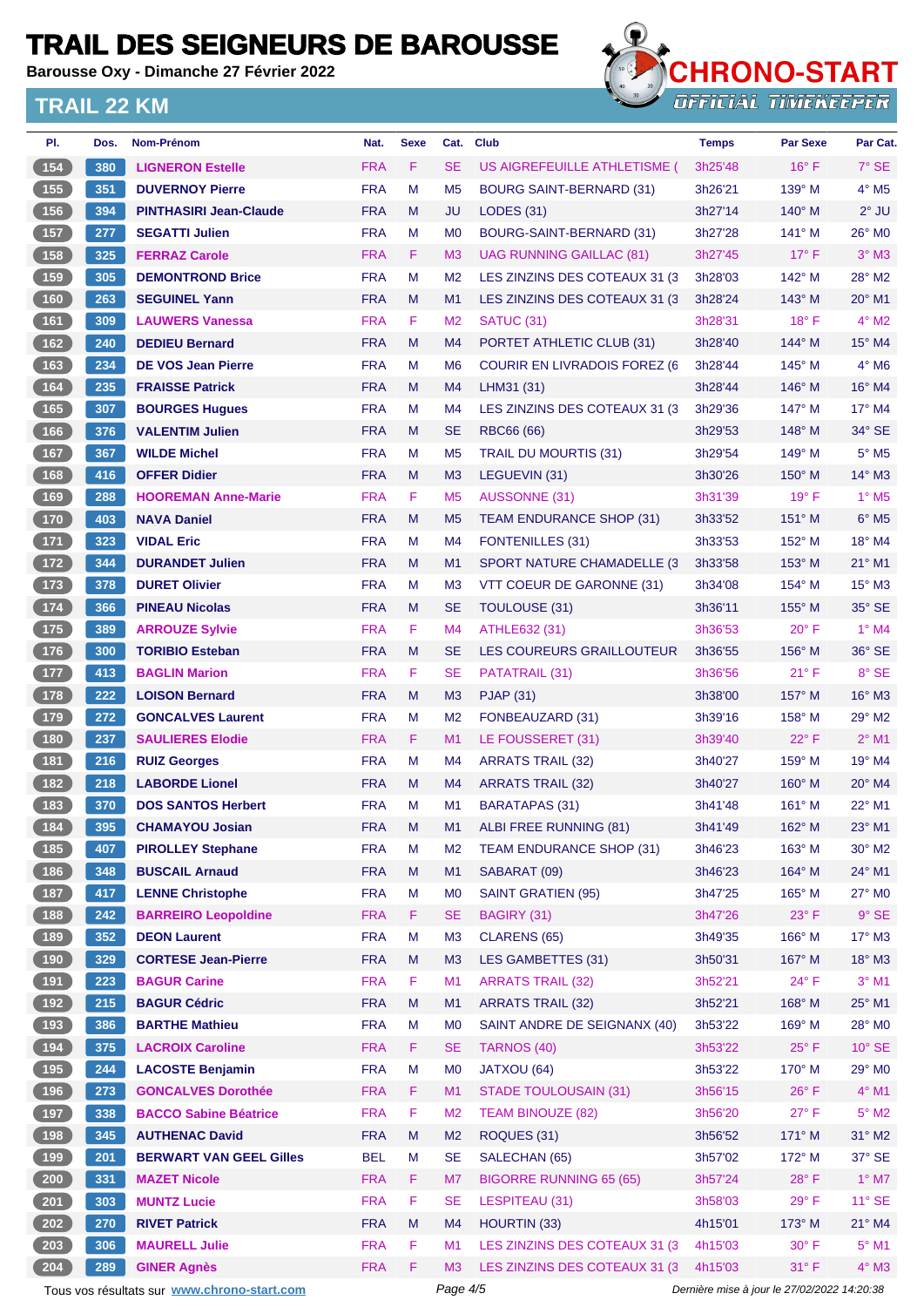# TRAIL DES SEIGNEURS DE BAROUSSE

**Barousse Oxy - Dimanche 27 Février 2022**

## TRAIL 22 KM

CHRONO-START OFFICIAL TIMEKEEPER

| Pl. | Dos. | Nom-Prénom | Nat. | Sexe | Cat. | Club | Temps | Par Sexe | Par Cat. |
|---|---|---|---|---|---|---|---|---|---|
| 154 | 380 | LIGNERON Estelle | FRA | F | SE | US AIGREFEUILLE ATHLETISME ( | 3h25'48 | 16° F | 7° SE |
| 155 | 351 | DUVERNOY Pierre | FRA | M | M5 | BOURG SAINT-BERNARD (31) | 3h26'21 | 139° M | 4° M5 |
| 156 | 394 | PINTHASIRI Jean-Claude | FRA | M | JU | LODES (31) | 3h27'14 | 140° M | 2° JU |
| 157 | 277 | SEGATTI Julien | FRA | M | M0 | BOURG-SAINT-BERNARD (31) | 3h27'28 | 141° M | 26° M0 |
| 158 | 325 | FERRAZ Carole | FRA | F | M3 | UAG RUNNING GAILLAC (81) | 3h27'45 | 17° F | 3° M3 |
| 159 | 305 | DEMONTROND Brice | FRA | M | M2 | LES ZINZINS DES COTEAUX 31 (3 | 3h28'03 | 142° M | 28° M2 |
| 160 | 263 | SEGUINEL Yann | FRA | M | M1 | LES ZINZINS DES COTEAUX 31 (3 | 3h28'24 | 143° M | 20° M1 |
| 161 | 309 | LAUWERS Vanessa | FRA | F | M2 | SATUC (31) | 3h28'31 | 18° F | 4° M2 |
| 162 | 240 | DEDIEU Bernard | FRA | M | M4 | PORTET ATHLETIC CLUB (31) | 3h28'40 | 144° M | 15° M4 |
| 163 | 234 | DE VOS Jean Pierre | FRA | M | M6 | COURIR EN LIVRADOIS FOREZ (6 | 3h28'44 | 145° M | 4° M6 |
| 164 | 235 | FRAISSE Patrick | FRA | M | M4 | LHM31 (31) | 3h28'44 | 146° M | 16° M4 |
| 165 | 307 | BOURGES Hugues | FRA | M | M4 | LES ZINZINS DES COTEAUX 31 (3 | 3h29'36 | 147° M | 17° M4 |
| 166 | 376 | VALENTIM Julien | FRA | M | SE | RBC66 (66) | 3h29'53 | 148° M | 34° SE |
| 167 | 367 | WILDE Michel | FRA | M | M5 | TRAIL DU MOURTIS (31) | 3h29'54 | 149° M | 5° M5 |
| 168 | 416 | OFFER Didier | FRA | M | M3 | LEGUEVIN (31) | 3h30'26 | 150° M | 14° M3 |
| 169 | 288 | HOOREMAN Anne-Marie | FRA | F | M5 | AUSSONNE (31) | 3h31'39 | 19° F | 1° M5 |
| 170 | 403 | NAVA Daniel | FRA | M | M5 | TEAM ENDURANCE SHOP (31) | 3h33'52 | 151° M | 6° M5 |
| 171 | 323 | VIDAL Eric | FRA | M | M4 | FONTENILLES (31) | 3h33'53 | 152° M | 18° M4 |
| 172 | 344 | DURANDET Julien | FRA | M | M1 | SPORT NATURE CHAMADELLE (3 | 3h33'58 | 153° M | 21° M1 |
| 173 | 378 | DURET Olivier | FRA | M | M3 | VTT COEUR DE GARONNE (31) | 3h34'08 | 154° M | 15° M3 |
| 174 | 366 | PINEAU Nicolas | FRA | M | SE | TOULOUSE (31) | 3h36'11 | 155° M | 35° SE |
| 175 | 389 | ARROUZE Sylvie | FRA | F | M4 | ATHLE632 (31) | 3h36'53 | 20° F | 1° M4 |
| 176 | 300 | TORIBIO Esteban | FRA | M | SE | LES COUREURS GRAILLOUTEUR | 3h36'55 | 156° M | 36° SE |
| 177 | 413 | BAGLIN Marion | FRA | F | SE | PATATRAIL (31) | 3h36'56 | 21° F | 8° SE |
| 178 | 222 | LOISON Bernard | FRA | M | M3 | PJAP (31) | 3h38'00 | 157° M | 16° M3 |
| 179 | 272 | GONCALVES Laurent | FRA | M | M2 | FONBEAUZARD (31) | 3h39'16 | 158° M | 29° M2 |
| 180 | 237 | SAULIERES Elodie | FRA | F | M1 | LE FOUSSERET (31) | 3h39'40 | 22° F | 2° M1 |
| 181 | 216 | RUIZ Georges | FRA | M | M4 | ARRATS TRAIL (32) | 3h40'27 | 159° M | 19° M4 |
| 182 | 218 | LABORDE Lionel | FRA | M | M4 | ARRATS TRAIL (32) | 3h40'27 | 160° M | 20° M4 |
| 183 | 370 | DOS SANTOS Herbert | FRA | M | M1 | BARATAPAS (31) | 3h41'48 | 161° M | 22° M1 |
| 184 | 395 | CHAMAYOU Josian | FRA | M | M1 | ALBI FREE RUNNING (81) | 3h41'49 | 162° M | 23° M1 |
| 185 | 407 | PIROLLEY Stephane | FRA | M | M2 | TEAM ENDURANCE SHOP (31) | 3h46'23 | 163° M | 30° M2 |
| 186 | 348 | BUSCAIL Arnaud | FRA | M | M1 | SABARAT (09) | 3h46'23 | 164° M | 24° M1 |
| 187 | 417 | LENNE Christophe | FRA | M | M0 | SAINT GRATIEN (95) | 3h47'25 | 165° M | 27° M0 |
| 188 | 242 | BARREIRO Leopoldine | FRA | F | SE | BAGIRY (31) | 3h47'26 | 23° F | 9° SE |
| 189 | 352 | DEON Laurent | FRA | M | M3 | CLARENS (65) | 3h49'35 | 166° M | 17° M3 |
| 190 | 329 | CORTESE Jean-Pierre | FRA | M | M3 | LES GAMBETTES (31) | 3h50'31 | 167° M | 18° M3 |
| 191 | 223 | BAGUR Carine | FRA | F | M1 | ARRATS TRAIL (32) | 3h52'21 | 24° F | 3° M1 |
| 192 | 215 | BAGUR Cédric | FRA | M | M1 | ARRATS TRAIL (32) | 3h52'21 | 168° M | 25° M1 |
| 193 | 386 | BARTHE Mathieu | FRA | M | M0 | SAINT ANDRE DE SEIGNANX (40) | 3h53'22 | 169° M | 28° M0 |
| 194 | 375 | LACROIX Caroline | FRA | F | SE | TARNOS (40) | 3h53'22 | 25° F | 10° SE |
| 195 | 244 | LACOSTE Benjamin | FRA | M | M0 | JATXOU (64) | 3h53'22 | 170° M | 29° M0 |
| 196 | 273 | GONCALVES Dorothée | FRA | F | M1 | STADE TOULOUSAIN (31) | 3h56'15 | 26° F | 4° M1 |
| 197 | 338 | BACCO Sabine Béatrice | FRA | F | M2 | TEAM BINOUZE (82) | 3h56'20 | 27° F | 5° M2 |
| 198 | 345 | AUTHENAC David | FRA | M | M2 | ROQUES (31) | 3h56'52 | 171° M | 31° M2 |
| 199 | 201 | BERWART VAN GEEL Gilles | BEL | M | SE | SALECHAN (65) | 3h57'02 | 172° M | 37° SE |
| 200 | 331 | MAZET Nicole | FRA | F | M7 | BIGORRE RUNNING 65 (65) | 3h57'24 | 28° F | 1° M7 |
| 201 | 303 | MUNTZ Lucie | FRA | F | SE | LESPITEAU (31) | 3h58'03 | 29° F | 11° SE |
| 202 | 270 | RIVET Patrick | FRA | M | M4 | HOURTIN (33) | 4h15'01 | 173° M | 21° M4 |
| 203 | 306 | MAURELL Julie | FRA | F | M1 | LES ZINZINS DES COTEAUX 31 (3 | 4h15'03 | 30° F | 5° M1 |
| 204 | 289 | GINER Agnès | FRA | F | M3 | LES ZINZINS DES COTEAUX 31 (3 | 4h15'03 | 31° F | 4° M3 |

Tous vos résultats sur www.chrono-start.com — *Dernière mise à jour le 27/02/2022 14:20:38*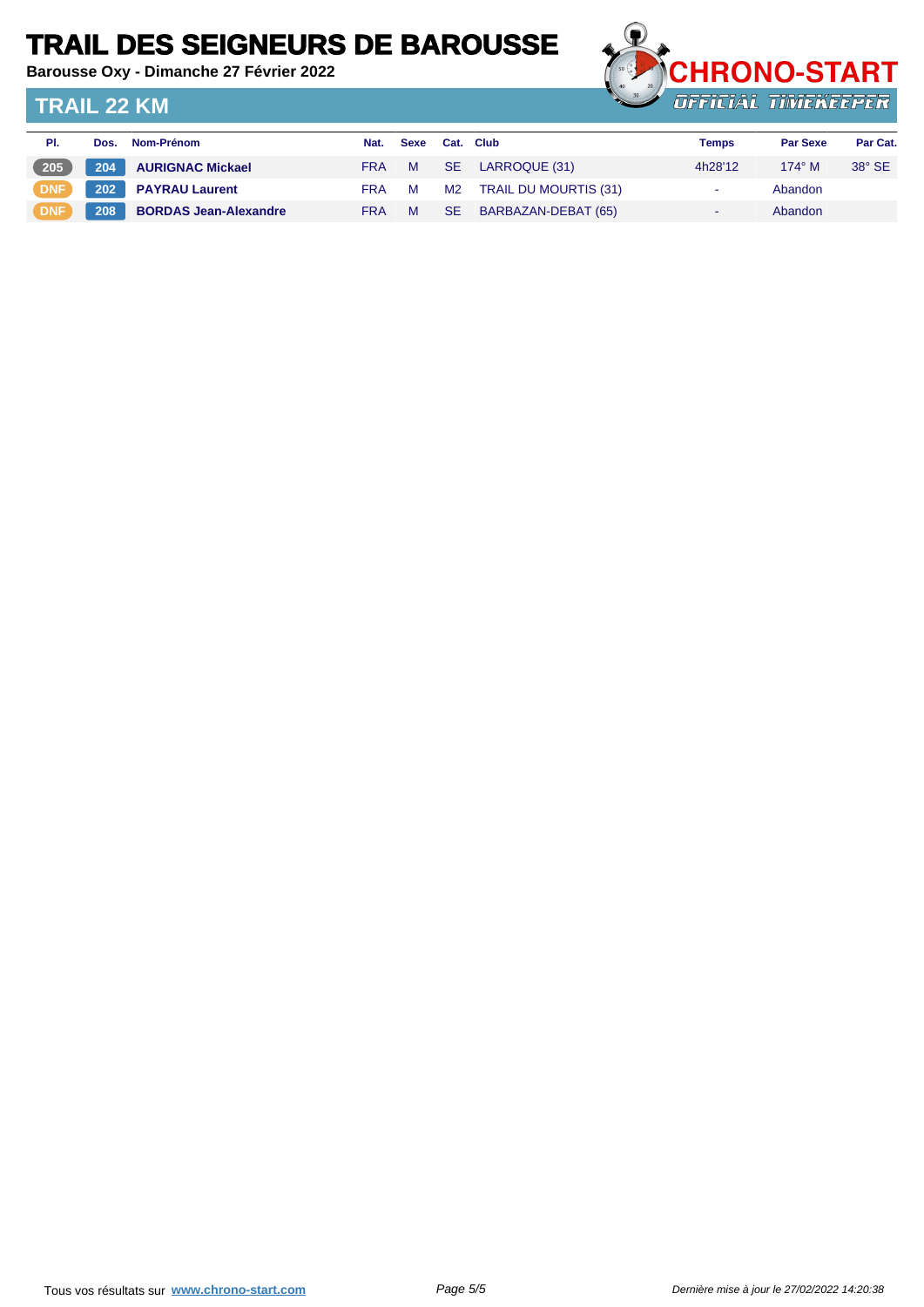# TRAIL DES SEIGNEURS DE BAROUSSE

**Barousse Oxy - Dimanche 27 Février 2022**

CHRONO-START

OFFICIAL TIMEKEEPER

## TRAIL 22 KM

| Pl. | Dos. | Nom-Prénom | Nat. | Sexe | Cat. | Club | Temps | Par Sexe | Par Cat. |
|---|---|---|---|---|---|---|---|---|---|
| 205 | 204 | **AURIGNAC Mickael** | FRA | M | SE | LARROQUE (31) | 4h28'12 | 174° M | 38° SE |
| DNF | 202 | **PAYRAU Laurent** | FRA | M | M2 | TRAIL DU MOURTIS (31) | - | Abandon | |
| DNF | 208 | **BORDAS Jean-Alexandre** | FRA | M | SE | BARBAZAN-DEBAT (65) | - | Abandon | |

Tous vos résultats sur www.chrono-start.com

*Dernière mise à jour le 27/02/2022 14:20:38*